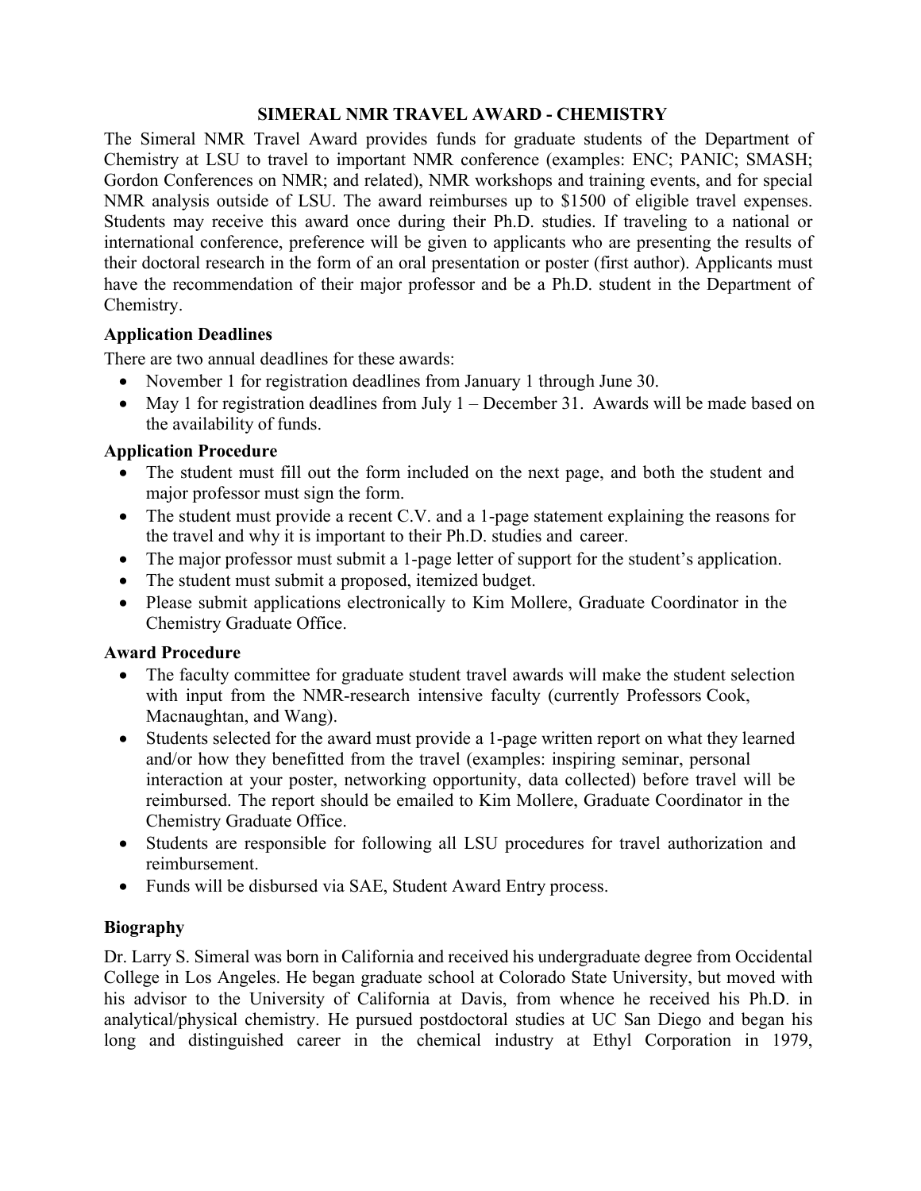# SIMERAL NMR TRAVEL AWARD - CHEMISTRY

The Simeral NMR Travel Award provides funds for graduate students of the Department of Chemistry at LSU to travel to important NMR conference (examples: ENC; PANIC; SMASH; Gordon Conferences on NMR; and related), NMR workshops and training events, and for special NMR analysis outside of LSU. The award reimburses up to $1500 of eligible travel expenses. Students may receive this award once during their Ph.D. studies. If traveling to a national or international conference, preference will be given to applicants who are presenting the results of their doctoral research in the form of an oral presentation or poster (first author). Applicants must have the recommendation of their major professor and be a Ph.D. student in the Department of Chemistry.

## Application Deadlines

There are two annual deadlines for these awards:

- November 1 for registration deadlines from January 1 through June 30.
- May 1 for registration deadlines from July 1 – December 31. Awards will be made based on the availability of funds.

## Application Procedure

- The student must fill out the form included on the next page, and both the student and major professor must sign the form.
- The student must provide a recent C.V. and a 1-page statement explaining the reasons for the travel and why it is important to their Ph.D. studies and career.
- The major professor must submit a 1-page letter of support for the student's application.
- The student must submit a proposed, itemized budget.
- Please submit applications electronically to Kim Mollere, Graduate Coordinator in the Chemistry Graduate Office.

## Award Procedure

- The faculty committee for graduate student travel awards will make the student selection with input from the NMR-research intensive faculty (currently Professors Cook, Macnaughtan, and Wang).
- Students selected for the award must provide a 1-page written report on what they learned and/or how they benefitted from the travel (examples: inspiring seminar, personal interaction at your poster, networking opportunity, data collected) before travel will be reimbursed. The report should be emailed to Kim Mollere, Graduate Coordinator in the Chemistry Graduate Office.
- Students are responsible for following all LSU procedures for travel authorization and reimbursement.
- Funds will be disbursed via SAE, Student Award Entry process.

## Biography

Dr. Larry S. Simeral was born in California and received his undergraduate degree from Occidental College in Los Angeles. He began graduate school at Colorado State University, but moved with his advisor to the University of California at Davis, from whence he received his Ph.D. in analytical/physical chemistry. He pursued postdoctoral studies at UC San Diego and began his long and distinguished career in the chemical industry at Ethyl Corporation in 1979,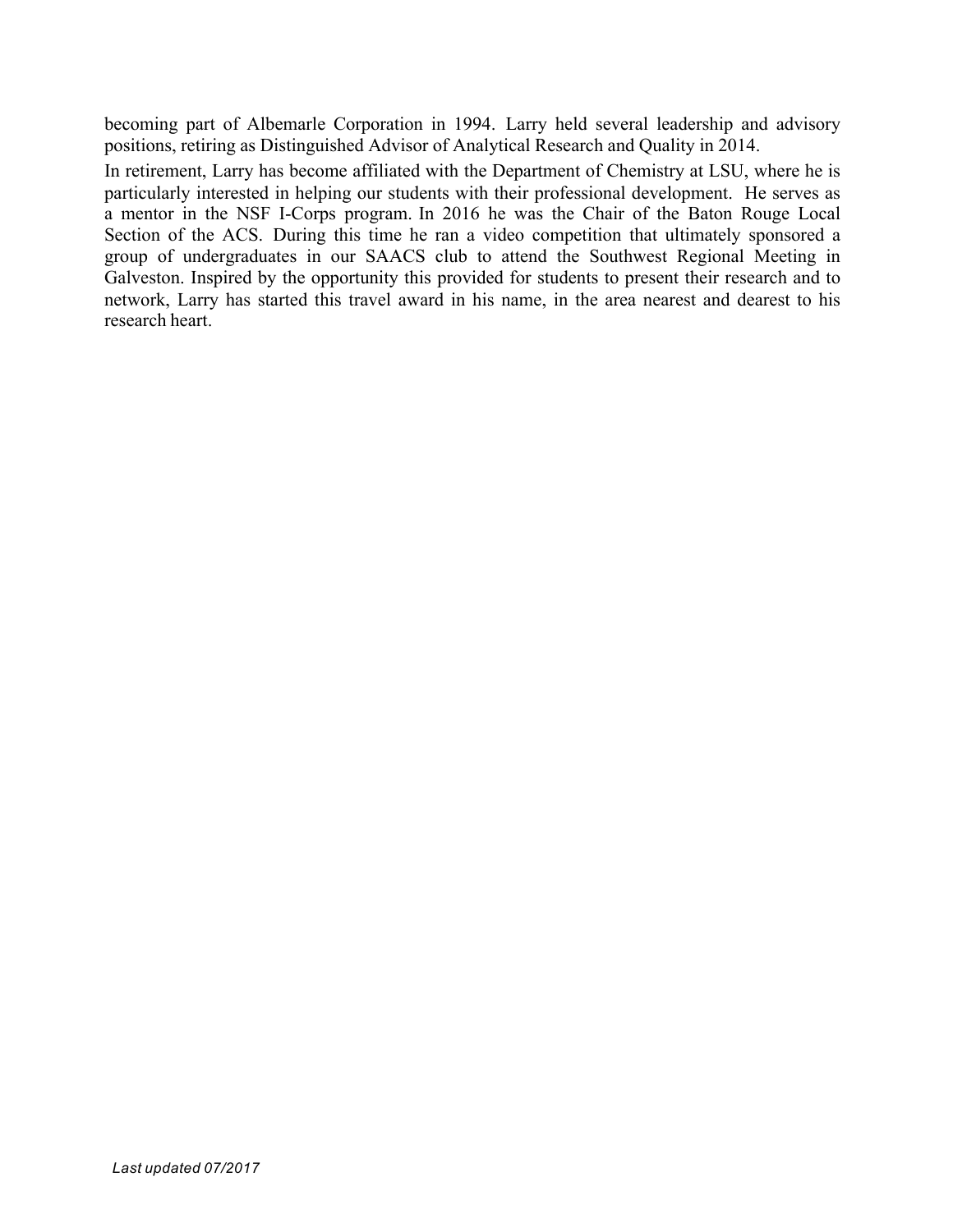becoming part of Albemarle Corporation in 1994. Larry held several leadership and advisory positions, retiring as Distinguished Advisor of Analytical Research and Quality in 2014.

In retirement, Larry has become affiliated with the Department of Chemistry at LSU, where he is particularly interested in helping our students with their professional development. He serves as a mentor in the NSF I-Corps program. In 2016 he was the Chair of the Baton Rouge Local Section of the ACS. During this time he ran a video competition that ultimately sponsored a group of undergraduates in our SAACS club to attend the Southwest Regional Meeting in Galveston. Inspired by the opportunity this provided for students to present their research and to network, Larry has started this travel award in his name, in the area nearest and dearest to his research heart.

*Last updated 07/2017*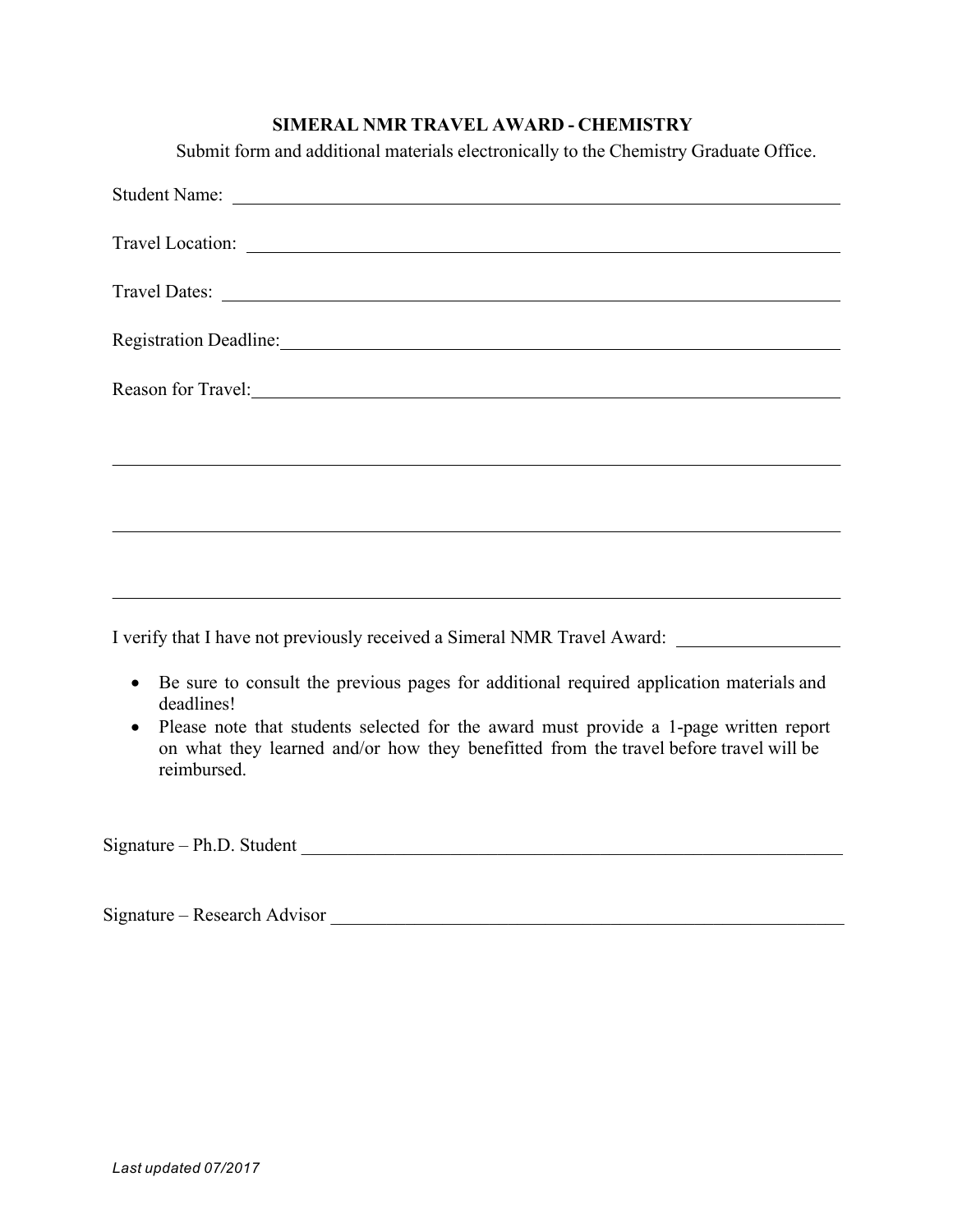**SIMERAL NMR TRAVEL AWARD - CHEMISTRY**

Submit form and additional materials electronically to the Chemistry Graduate Office.

Student Name: ______________________________________________

Travel Location: ______________________________________________

Travel Dates: ______________________________________________

Registration Deadline: ______________________________________________

Reason for Travel: ______________________________________________

______________________________________________

______________________________________________

______________________________________________

I verify that I have not previously received a Simeral NMR Travel Award: ________________

- Be sure to consult the previous pages for additional required application materials and deadlines!
- Please note that students selected for the award must provide a 1-page written report on what they learned and/or how they benefitted from the travel before travel will be reimbursed.

Signature – Ph.D. Student ______________________________________________

Signature – Research Advisor ______________________________________________

*Last updated 07/2017*